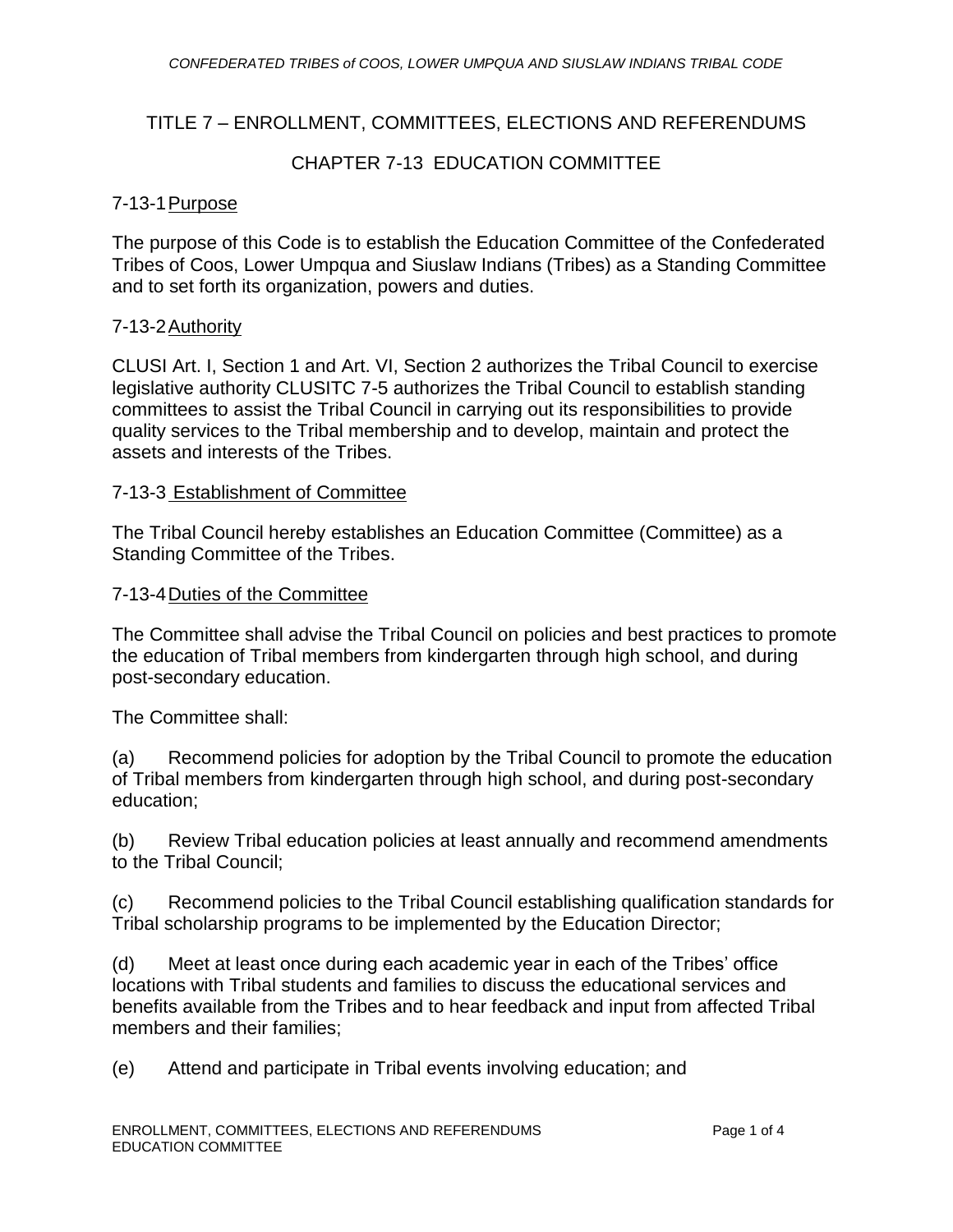# TITLE 7 – ENROLLMENT, COMMITTEES, ELECTIONS AND REFERENDUMS

## CHAPTER 7-13 EDUCATION COMMITTEE

### 7-13-1 Purpose

The purpose of this Code is to establish the Education Committee of the Confederated Tribes of Coos, Lower Umpqua and Siuslaw Indians (Tribes) as a Standing Committee and to set forth its organization, powers and duties.

### 7-13-2 Authority

CLUSI Art. I, Section 1 and Art. VI, Section 2 authorizes the Tribal Council to exercise legislative authority CLUSITC 7-5 authorizes the Tribal Council to establish standing committees to assist the Tribal Council in carrying out its responsibilities to provide quality services to the Tribal membership and to develop, maintain and protect the assets and interests of the Tribes.

### 7-13-3 Establishment of Committee

The Tribal Council hereby establishes an Education Committee (Committee) as a Standing Committee of the Tribes.

### 7-13-4 Duties of the Committee

The Committee shall advise the Tribal Council on policies and best practices to promote the education of Tribal members from kindergarten through high school, and during post-secondary education.

The Committee shall:

(a) Recommend policies for adoption by the Tribal Council to promote the education of Tribal members from kindergarten through high school, and during post-secondary education;

(b) Review Tribal education policies at least annually and recommend amendments to the Tribal Council;

(c) Recommend policies to the Tribal Council establishing qualification standards for Tribal scholarship programs to be implemented by the Education Director;

(d) Meet at least once during each academic year in each of the Tribes' office locations with Tribal students and families to discuss the educational services and benefits available from the Tribes and to hear feedback and input from affected Tribal members and their families;

(e) Attend and participate in Tribal events involving education; and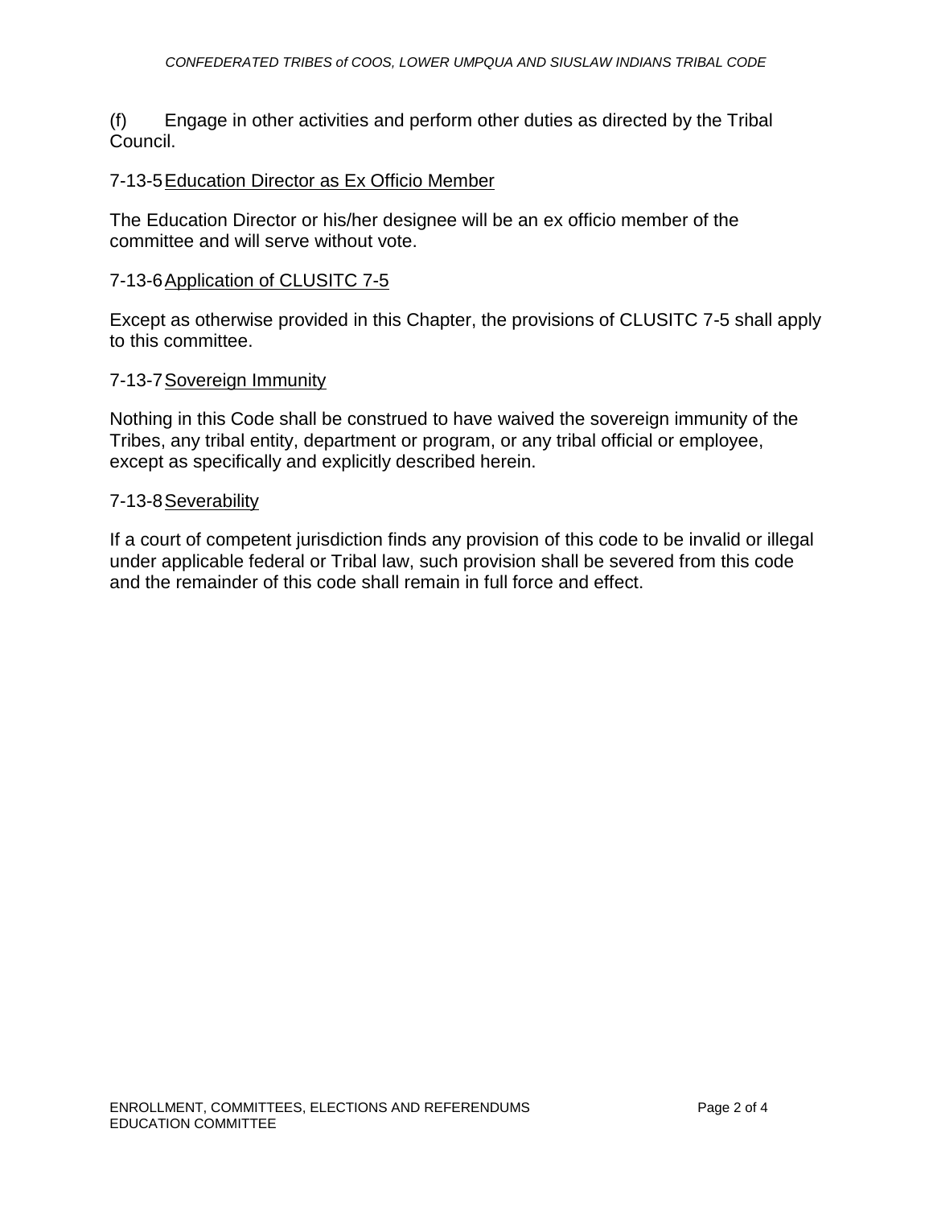(f) Engage in other activities and perform other duties as directed by the Tribal Council.

### 7-13-5 Education Director as Ex Officio Member

The Education Director or his/her designee will be an ex officio member of the committee and will serve without vote.

### 7-13-6 Application of CLUSITC 7-5

Except as otherwise provided in this Chapter, the provisions of CLUSITC 7-5 shall apply to this committee.

### 7-13-7 Sovereign Immunity

Nothing in this Code shall be construed to have waived the sovereign immunity of the Tribes, any tribal entity, department or program, or any tribal official or employee, except as specifically and explicitly described herein.

### 7-13-8 Severability

If a court of competent jurisdiction finds any provision of this code to be invalid or illegal under applicable federal or Tribal law, such provision shall be severed from this code and the remainder of this code shall remain in full force and effect.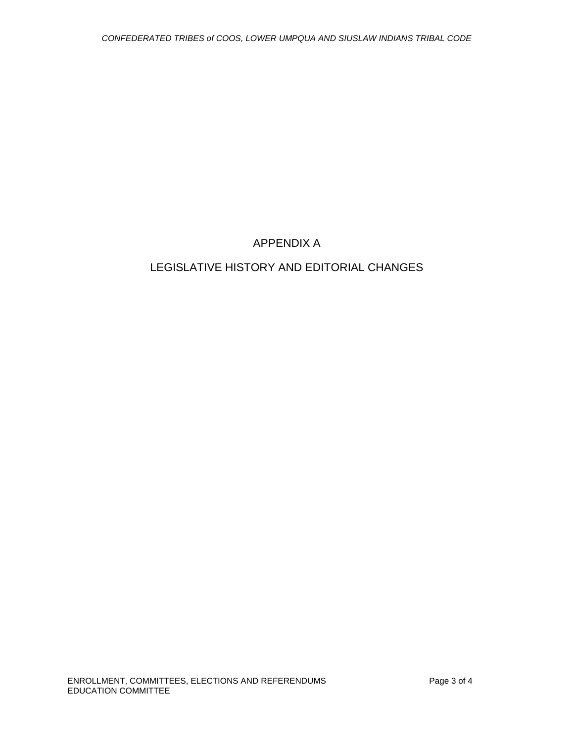# APPENDIX A

# LEGISLATIVE HISTORY AND EDITORIAL CHANGES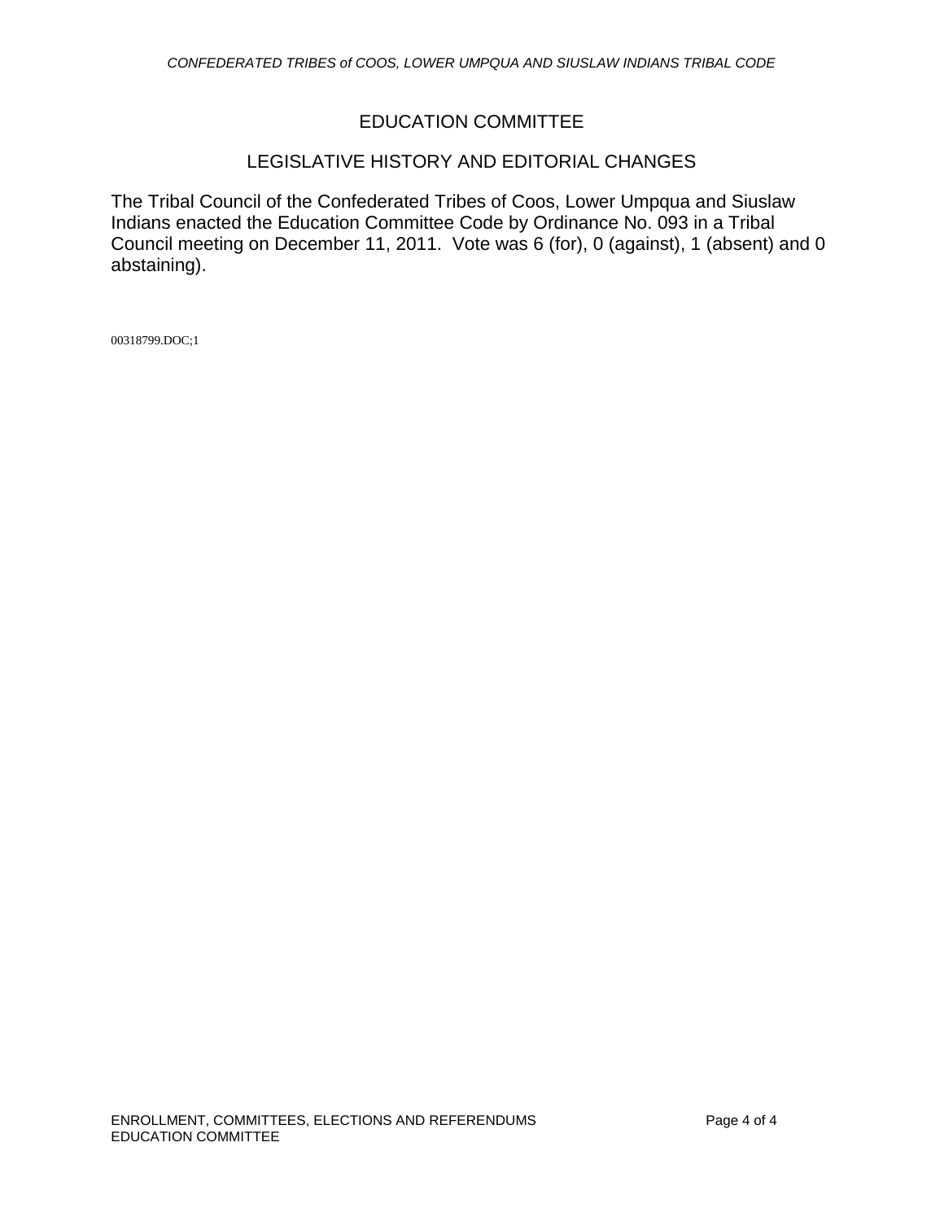## EDUCATION COMMITTEE

## LEGISLATIVE HISTORY AND EDITORIAL CHANGES

The Tribal Council of the Confederated Tribes of Coos, Lower Umpqua and Siuslaw Indians enacted the Education Committee Code by Ordinance No. 093 in a Tribal Council meeting on December 11, 2011. Vote was 6 (for), 0 (against), 1 (absent) and 0 abstaining).

00318799.DOC;1